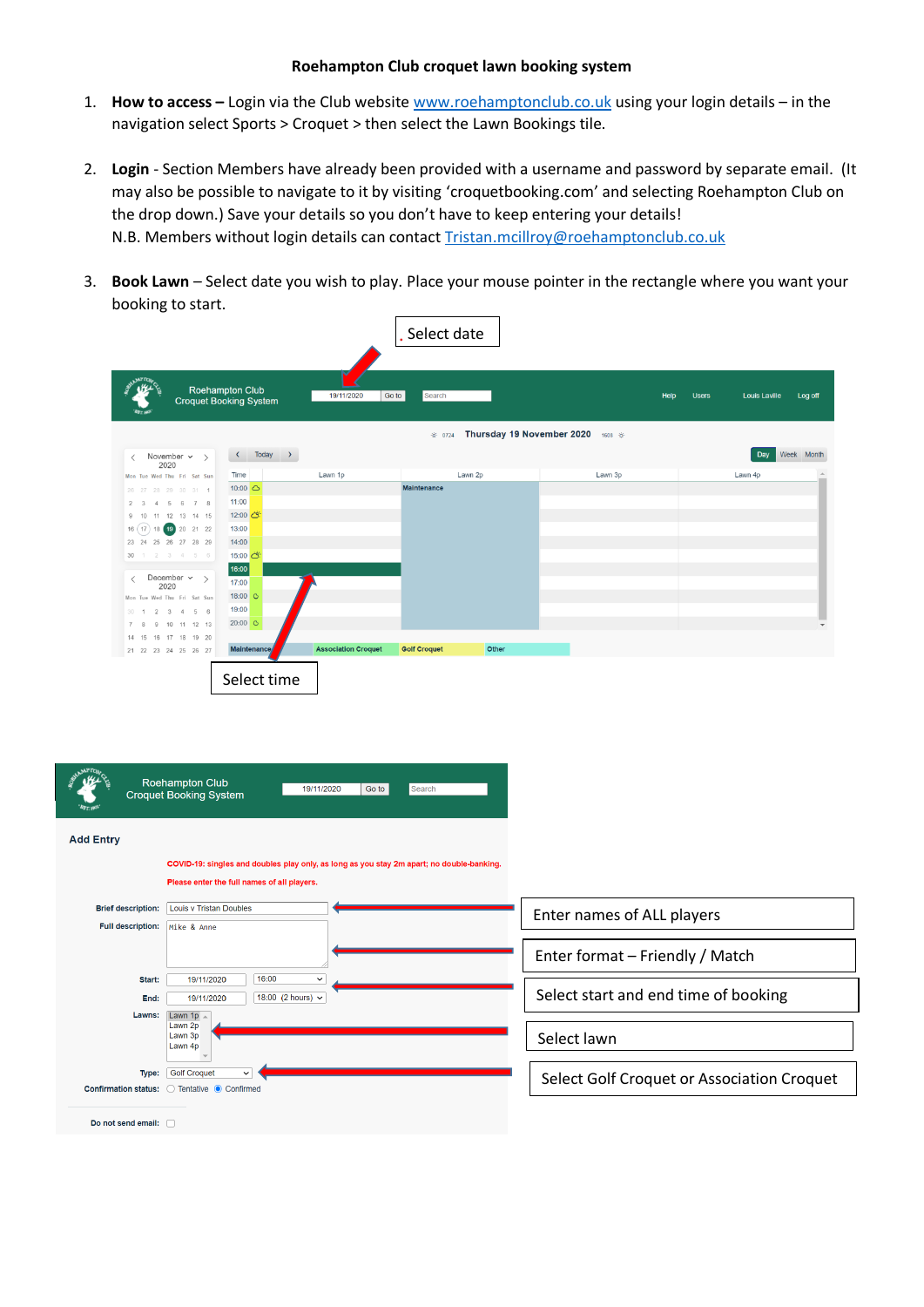**Roehampton Club croquet lawn booking system**

1. **How to access –** Login via the Club website www.roehamptonclub.co.uk using your login details – in the navigation select Sports > Croquet > then select the Lawn Bookings tile.

2. **Login** - Section Members have already been provided with a username and password by separate email. (It may also be possible to navigate to it by visiting 'croquetbooking.com' and selecting Roehampton Club on the drop down.) Save your details so you don't have to keep entering your details!
   N.B. Members without login details can contact Tristan.mcillroy@roehamptonclub.co.uk

3. **Book Lawn** – Select date you wish to play. Place your mouse pointer in the rectangle where you want your booking to start.

Select date

Select time

Enter names of ALL players

Enter format – Friendly / Match

Select start and end time of booking

Select lawn

Select Golf Croquet or Association Croquet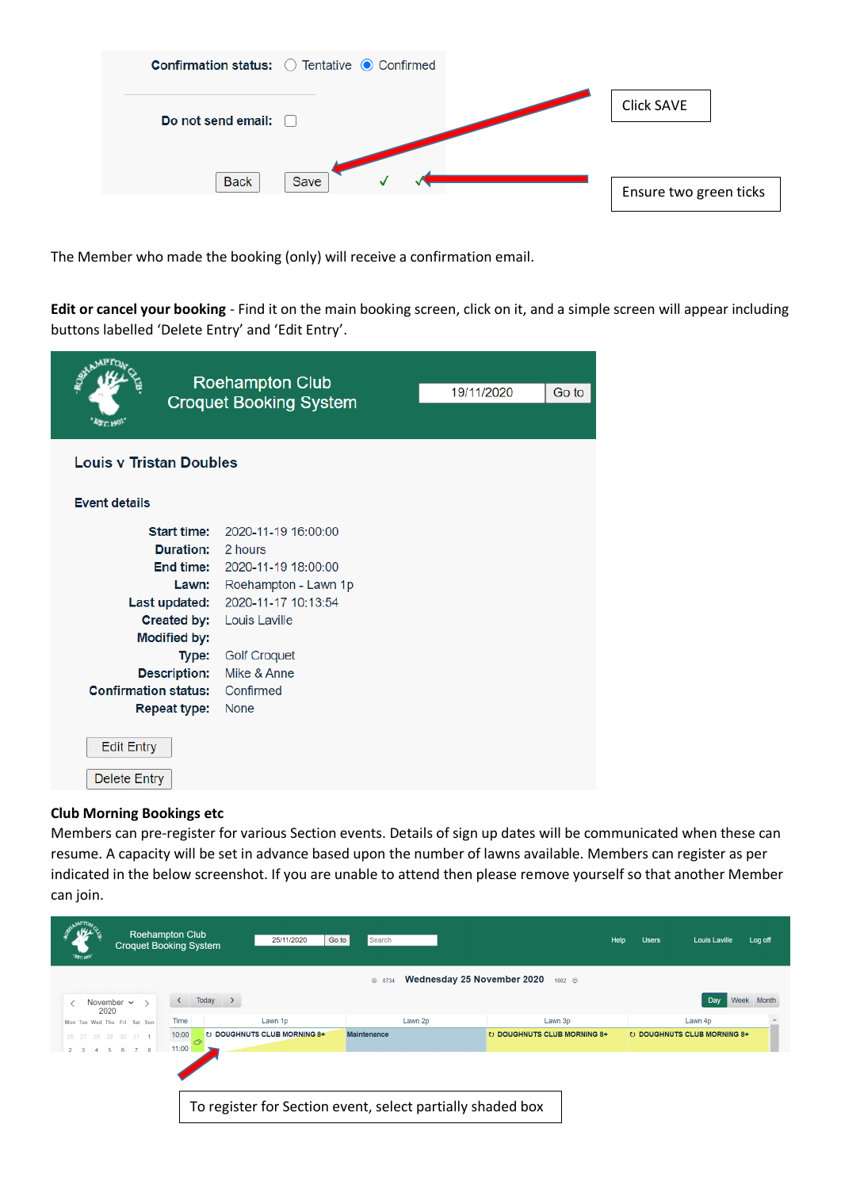Confirmation status: ○ Tentative ● Confirmed

Do not send email: ☐

Back Save ✓ ✓

Click SAVE

Ensure two green ticks

The Member who made the booking (only) will receive a confirmation email.

**Edit or cancel your booking** - Find it on the main booking screen, click on it, and a simple screen will appear including buttons labelled 'Delete Entry' and 'Edit Entry'.

Roehampton Club
Croquet Booking System

19/11/2020 Go to

### Louis v Tristan Doubles

**Event details**

| | |
|---|---|
| **Start time:** | 2020-11-19 16:00:00 |
| **Duration:** | 2 hours |
| **End time:** | 2020-11-19 18:00:00 |
| **Lawn:** | Roehampton - Lawn 1p |
| **Last updated:** | 2020-11-17 10:13:54 |
| **Created by:** | Louis Laville |
| **Modified by:** | |
| **Type:** | Golf Croquet |
| **Description:** | Mike & Anne |
| **Confirmation status:** | Confirmed |
| **Repeat type:** | None |

Edit Entry

Delete Entry

**Club Morning Bookings etc**

Members can pre-register for various Section events. Details of sign up dates will be communicated when these can resume. A capacity will be set in advance based upon the number of lawns available. Members can register as per indicated in the below screenshot. If you are unable to attend then please remove yourself so that another Member can join.

Roehampton Club
Croquet Booking System

25/11/2020 Go to Search Help Users Louis Laville Log off

Wednesday 25 November 2020

| Time | Lawn 1p | Lawn 2p | Lawn 3p | Lawn 4p |
|---|---|---|---|---|
| 10:00 | DOUGHNUTS CLUB MORNING 8+ | Maintenance | DOUGHNUTS CLUB MORNING 8+ | DOUGHNUTS CLUB MORNING 8+ |
| 11:00 | | | | |

To register for Section event, select partially shaded box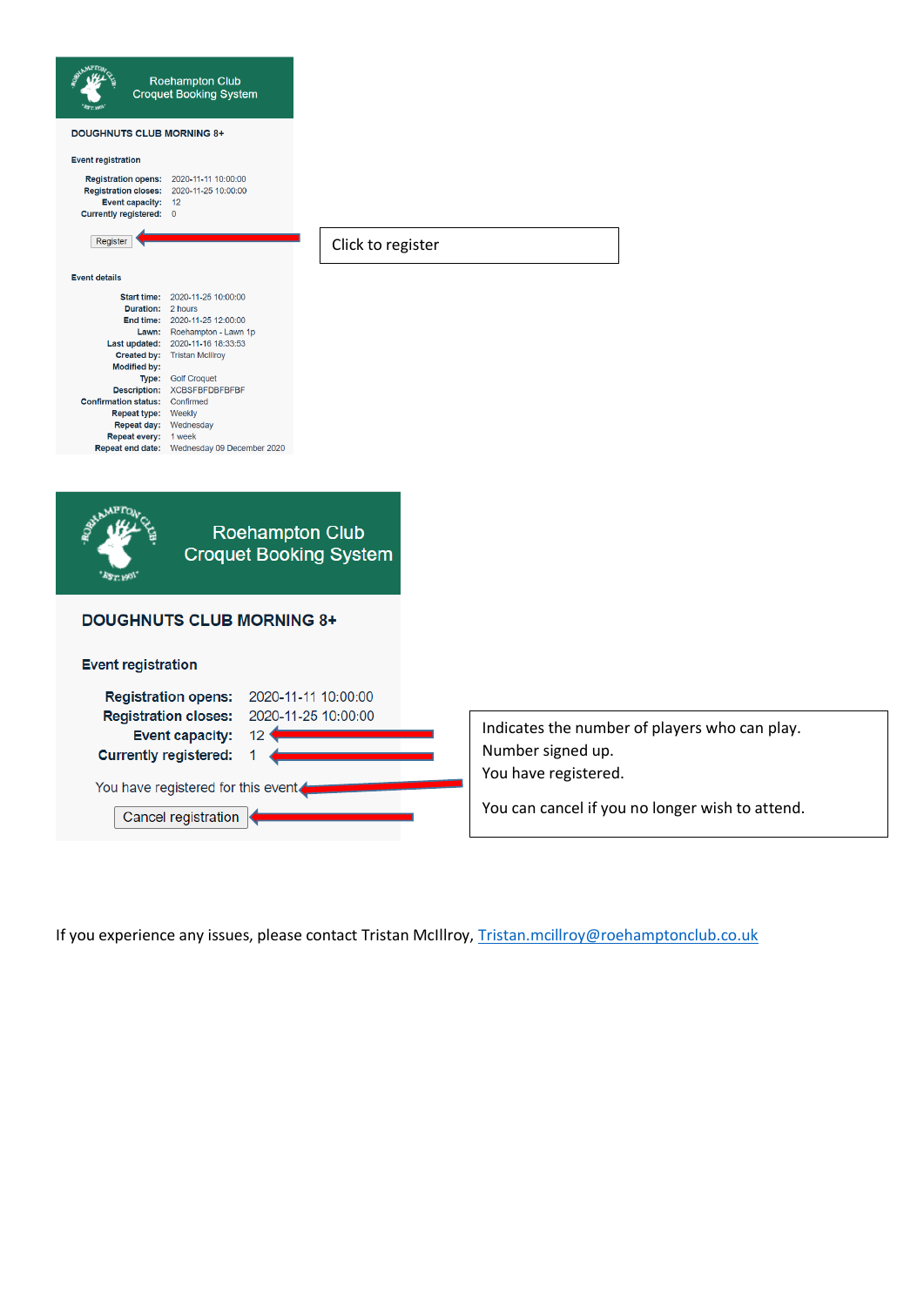Roehampton Club
Croquet Booking System

**DOUGHNUTS CLUB MORNING 8+**

**Event registration**

| | |
|---|---|
| **Registration opens:** | 2020-11-11 10:00:00 |
| **Registration closes:** | 2020-11-25 10:00:00 |
| **Event capacity:** | 12 |
| **Currently registered:** | 0 |

Register

Click to register

**Event details**

| | |
|---|---|
| **Start time:** | 2020-11-25 10:00:00 |
| **Duration:** | 2 hours |
| **End time:** | 2020-11-25 12:00:00 |
| **Lawn:** | Roehampton - Lawn 1p |
| **Last updated:** | 2020-11-16 18:33:53 |
| **Created by:** | Tristan McIllroy |
| **Modified by:** | |
| **Type:** | Golf Croquet |
| **Description:** | XCBSFBFDBFBFBF |
| **Confirmation status:** | Confirmed |
| **Repeat type:** | Weekly |
| **Repeat day:** | Wednesday |
| **Repeat every:** | 1 week |
| **Repeat end date:** | Wednesday 09 December 2020 |

Roehampton Club
Croquet Booking System

**DOUGHNUTS CLUB MORNING 8+**

**Event registration**

| | |
|---|---|
| **Registration opens:** | 2020-11-11 10:00:00 |
| **Registration closes:** | 2020-11-25 10:00:00 |
| **Event capacity:** | 12 |
| **Currently registered:** | 1 |

You have registered for this event

Cancel registration

Indicates the number of players who can play.
Number signed up.
You have registered.

You can cancel if you no longer wish to attend.

If you experience any issues, please contact Tristan McIllroy, [Tristan.mcillroy@roehamptonclub.co.uk](mailto:Tristan.mcillroy@roehamptonclub.co.uk)